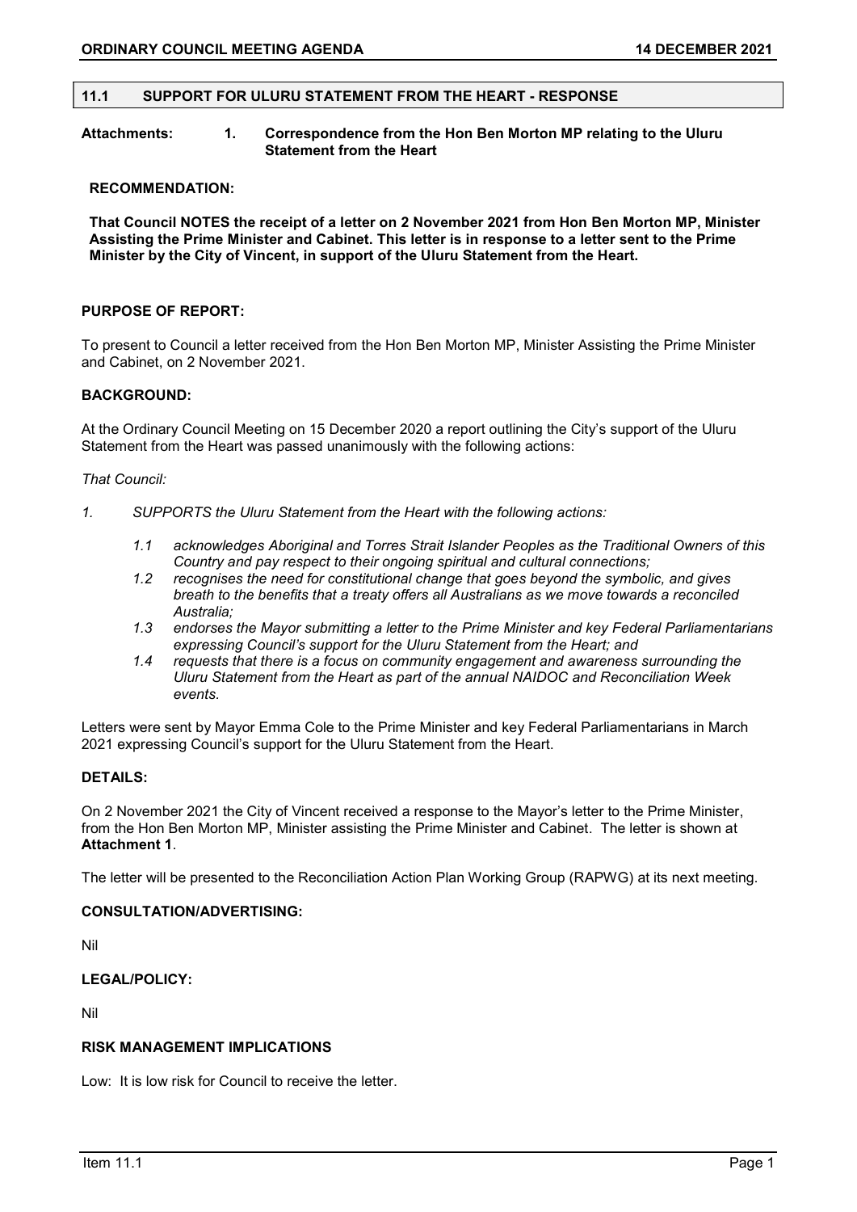## 11.1 SUPPORT FOR ULURU STATEMENT FROM THE HEART - RESPONSE

**Attachments:** **1. Correspondence from the Hon Ben Morton MP relating to the Uluru Statement from the Heart**

**RECOMMENDATION:**

**That Council NOTES the receipt of a letter on 2 November 2021 from Hon Ben Morton MP, Minister Assisting the Prime Minister and Cabinet. This letter is in response to a letter sent to the Prime Minister by the City of Vincent, in support of the Uluru Statement from the Heart.**

### PURPOSE OF REPORT:

To present to Council a letter received from the Hon Ben Morton MP, Minister Assisting the Prime Minister and Cabinet, on 2 November 2021.

### BACKGROUND:

At the Ordinary Council Meeting on 15 December 2020 a report outlining the City's support of the Uluru Statement from the Heart was passed unanimously with the following actions:

*That Council:*

*1. SUPPORTS the Uluru Statement from the Heart with the following actions:*

*1.1 acknowledges Aboriginal and Torres Strait Islander Peoples as the Traditional Owners of this Country and pay respect to their ongoing spiritual and cultural connections;*

*1.2 recognises the need for constitutional change that goes beyond the symbolic, and gives breath to the benefits that a treaty offers all Australians as we move towards a reconciled Australia;*

*1.3 endorses the Mayor submitting a letter to the Prime Minister and key Federal Parliamentarians expressing Council's support for the Uluru Statement from the Heart; and*

*1.4 requests that there is a focus on community engagement and awareness surrounding the Uluru Statement from the Heart as part of the annual NAIDOC and Reconciliation Week events.*

Letters were sent by Mayor Emma Cole to the Prime Minister and key Federal Parliamentarians in March 2021 expressing Council's support for the Uluru Statement from the Heart.

### DETAILS:

On 2 November 2021 the City of Vincent received a response to the Mayor's letter to the Prime Minister, from the Hon Ben Morton MP, Minister assisting the Prime Minister and Cabinet. The letter is shown at **Attachment 1**.

The letter will be presented to the Reconciliation Action Plan Working Group (RAPWG) at its next meeting.

### CONSULTATION/ADVERTISING:

Nil

### LEGAL/POLICY:

Nil

### RISK MANAGEMENT IMPLICATIONS

Low: It is low risk for Council to receive the letter.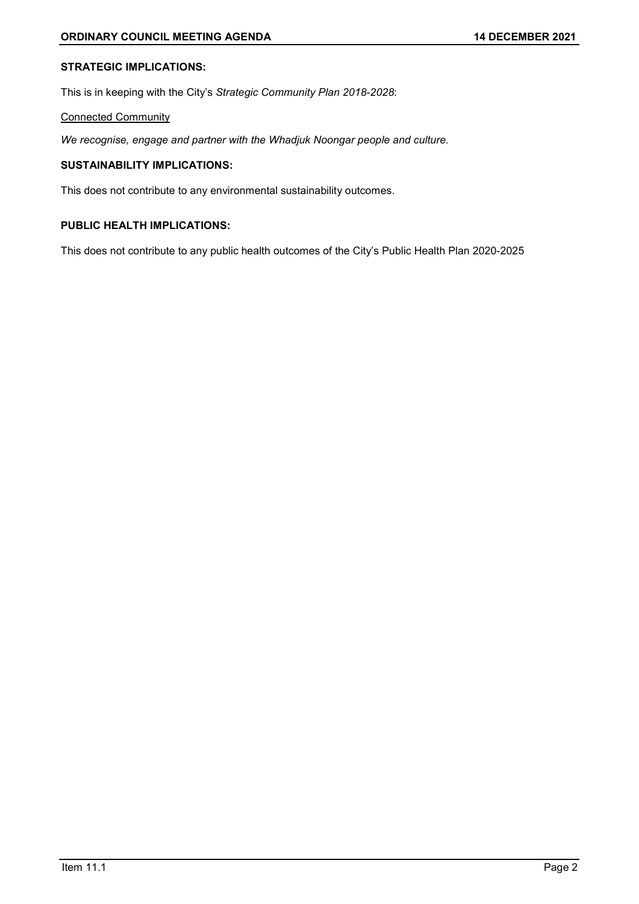**STRATEGIC IMPLICATIONS:**

This is in keeping with the City's *Strategic Community Plan 2018-2028*:

Connected Community

*We recognise, engage and partner with the Whadjuk Noongar people and culture.*

**SUSTAINABILITY IMPLICATIONS:**

This does not contribute to any environmental sustainability outcomes.

**PUBLIC HEALTH IMPLICATIONS:**

This does not contribute to any public health outcomes of the City's Public Health Plan 2020-2025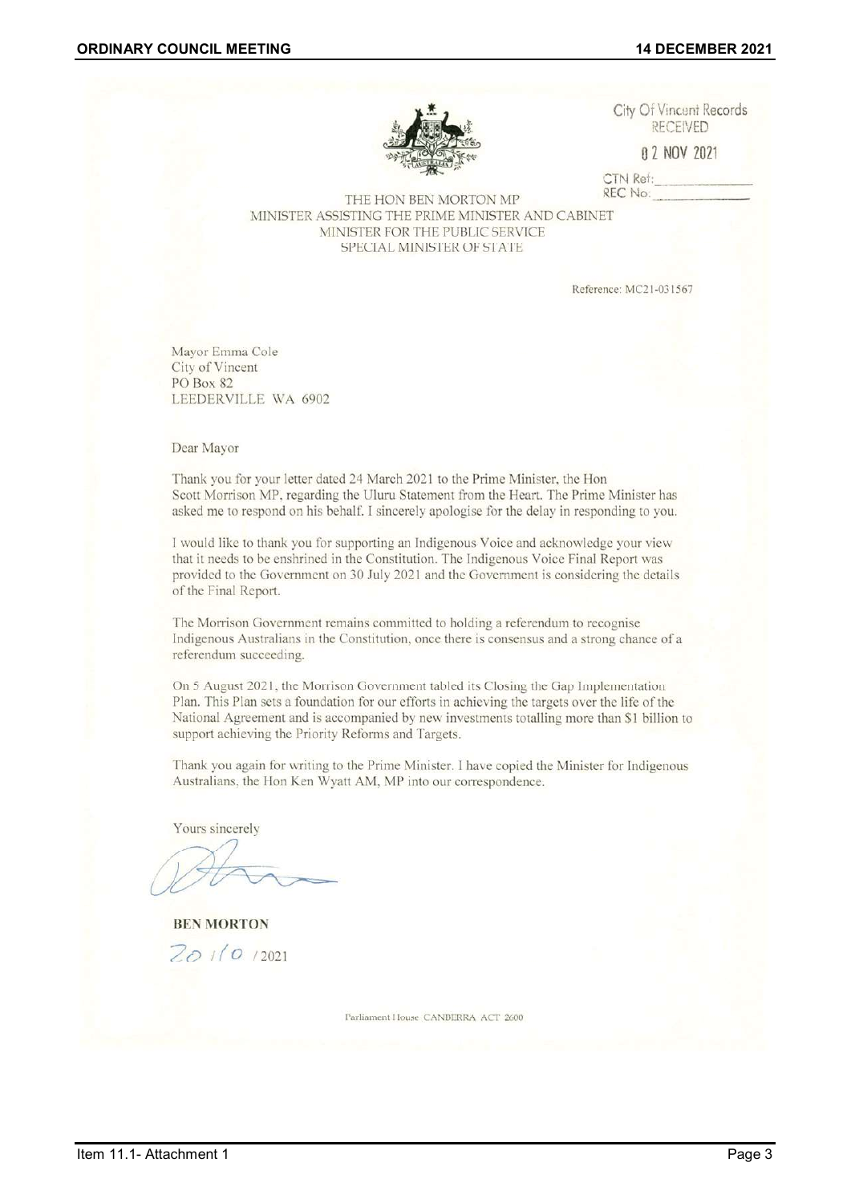City Of Vincent Records
RECEIVED

02 NOV 2021

CTN Ref:

REC No:

THE HON BEN MORTON MP
MINISTER ASSISTING THE PRIME MINISTER AND CABINET
MINISTER FOR THE PUBLIC SERVICE
SPECIAL MINISTER OF STATE

Reference: MC21-031567

Mayor Emma Cole
City of Vincent
PO Box 82
LEEDERVILLE WA 6902

Dear Mayor

Thank you for your letter dated 24 March 2021 to the Prime Minister, the Hon Scott Morrison MP, regarding the Uluru Statement from the Heart. The Prime Minister has asked me to respond on his behalf. I sincerely apologise for the delay in responding to you.

I would like to thank you for supporting an Indigenous Voice and acknowledge your view that it needs to be enshrined in the Constitution. The Indigenous Voice Final Report was provided to the Government on 30 July 2021 and the Government is considering the details of the Final Report.

The Morrison Government remains committed to holding a referendum to recognise Indigenous Australians in the Constitution, once there is consensus and a strong chance of a referendum succeeding.

On 5 August 2021, the Morrison Government tabled its Closing the Gap Implementation Plan. This Plan sets a foundation for our efforts in achieving the targets over the life of the National Agreement and is accompanied by new investments totalling more than $1 billion to support achieving the Priority Reforms and Targets.

Thank you again for writing to the Prime Minister. I have copied the Minister for Indigenous Australians, the Hon Ken Wyatt AM, MP into our correspondence.

Yours sincerely

**BEN MORTON**

20 / 10 / 2021

Parliament House CANBERRA ACT 2600